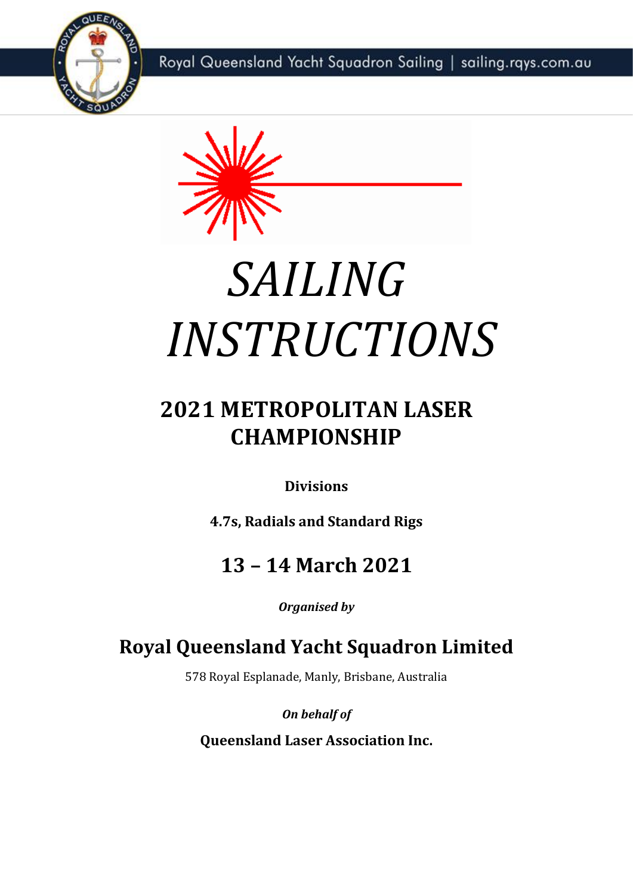# *SAILING INSTRUCTIONS*

## 2021 METROPOLITAN LASER CHAMPIONSHIP

**Divisions**

**4.7s, Radials and Standard Rigs**

## 13 – 14 March 2021

***Organised by***

## Royal Queensland Yacht Squadron Limited

578 Royal Esplanade, Manly, Brisbane, Australia

***On behalf of***

**Queensland Laser Association Inc.**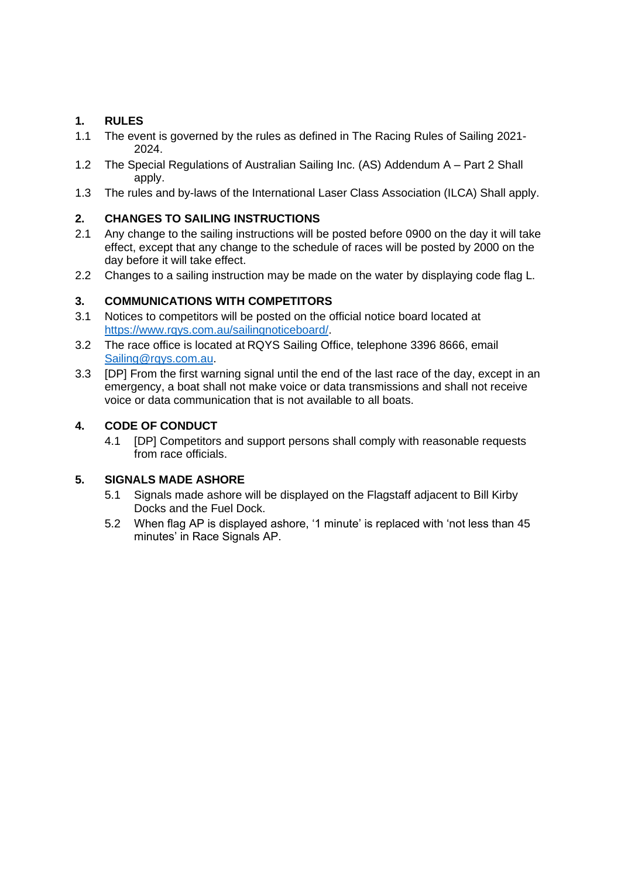## 1. RULES

1.1 The event is governed by the rules as defined in The Racing Rules of Sailing 2021-2024.

1.2 The Special Regulations of Australian Sailing Inc. (AS) Addendum A – Part 2 Shall apply.

1.3 The rules and by-laws of the International Laser Class Association (ILCA) Shall apply.

## 2. CHANGES TO SAILING INSTRUCTIONS

2.1 Any change to the sailing instructions will be posted before 0900 on the day it will take effect, except that any change to the schedule of races will be posted by 2000 on the day before it will take effect.

2.2 Changes to a sailing instruction may be made on the water by displaying code flag L.

## 3. COMMUNICATIONS WITH COMPETITORS

3.1 Notices to competitors will be posted on the official notice board located at [https://www.rqys.com.au/sailingnoticeboard/](https://www.rqys.com.au/sailingnoticeboard/).

3.2 The race office is located at RQYS Sailing Office, telephone 3396 8666, email [Sailing@rqys.com.au](mailto:Sailing@rqys.com.au).

3.3 [DP] From the first warning signal until the end of the last race of the day, except in an emergency, a boat shall not make voice or data transmissions and shall not receive voice or data communication that is not available to all boats.

## 4. CODE OF CONDUCT

4.1 [DP] Competitors and support persons shall comply with reasonable requests from race officials.

## 5. SIGNALS MADE ASHORE

5.1 Signals made ashore will be displayed on the Flagstaff adjacent to Bill Kirby Docks and the Fuel Dock.

5.2 When flag AP is displayed ashore, '1 minute' is replaced with 'not less than 45 minutes' in Race Signals AP.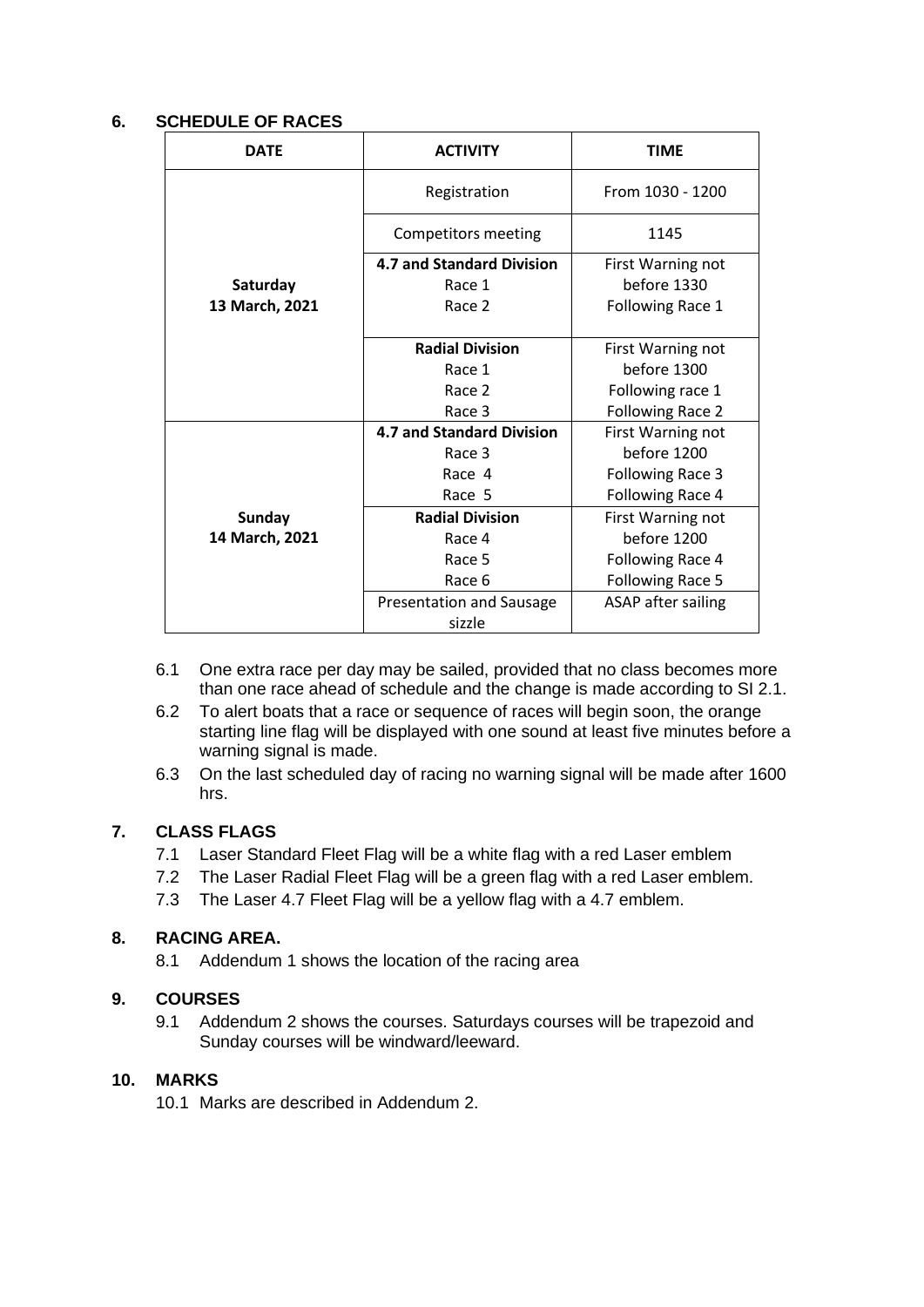## 6. SCHEDULE OF RACES

| DATE | ACTIVITY | TIME |
|---|---|---|
| **Saturday 13 March, 2021** | Registration | From 1030 - 1200 |
| | Competitors meeting | 1145 |
| | **4.7 and Standard Division**<br>Race 1<br>Race 2 | First Warning not before 1330<br>Following Race 1 |
| | **Radial Division**<br>Race 1<br>Race 2<br>Race 3 | First Warning not before 1300<br>Following race 1<br>Following Race 2 |
| **Sunday 14 March, 2021** | **4.7 and Standard Division**<br>Race 3<br>Race 4<br>Race 5 | First Warning not before 1200<br>Following Race 3<br>Following Race 4 |
| | **Radial Division**<br>Race 4<br>Race 5<br>Race 6 | First Warning not before 1200<br>Following Race 4<br>Following Race 5 |
| | Presentation and Sausage sizzle | ASAP after sailing |

6.1 One extra race per day may be sailed, provided that no class becomes more than one race ahead of schedule and the change is made according to SI 2.1.

6.2 To alert boats that a race or sequence of races will begin soon, the orange starting line flag will be displayed with one sound at least five minutes before a warning signal is made.

6.3 On the last scheduled day of racing no warning signal will be made after 1600 hrs.

## 7. CLASS FLAGS

7.1 Laser Standard Fleet Flag will be a white flag with a red Laser emblem

7.2 The Laser Radial Fleet Flag will be a green flag with a red Laser emblem.

7.3 The Laser 4.7 Fleet Flag will be a yellow flag with a 4.7 emblem.

## 8. RACING AREA.

8.1 Addendum 1 shows the location of the racing area

## 9. COURSES

9.1 Addendum 2 shows the courses. Saturdays courses will be trapezoid and Sunday courses will be windward/leeward.

## 10. MARKS

10.1 Marks are described in Addendum 2.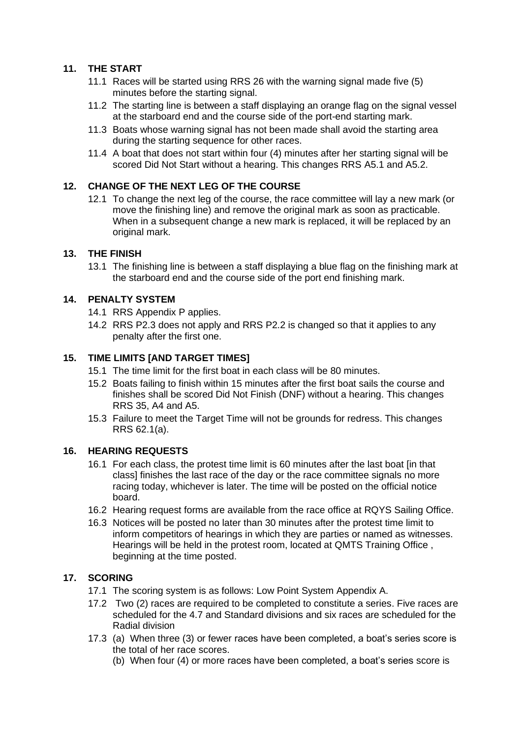## 11. THE START

11.1 Races will be started using RRS 26 with the warning signal made five (5) minutes before the starting signal.

11.2 The starting line is between a staff displaying an orange flag on the signal vessel at the starboard end and the course side of the port-end starting mark.

11.3 Boats whose warning signal has not been made shall avoid the starting area during the starting sequence for other races.

11.4 A boat that does not start within four (4) minutes after her starting signal will be scored Did Not Start without a hearing. This changes RRS A5.1 and A5.2.

## 12. CHANGE OF THE NEXT LEG OF THE COURSE

12.1 To change the next leg of the course, the race committee will lay a new mark (or move the finishing line) and remove the original mark as soon as practicable. When in a subsequent change a new mark is replaced, it will be replaced by an original mark.

## 13. THE FINISH

13.1 The finishing line is between a staff displaying a blue flag on the finishing mark at the starboard end and the course side of the port end finishing mark.

## 14. PENALTY SYSTEM

14.1 RRS Appendix P applies.

14.2 RRS P2.3 does not apply and RRS P2.2 is changed so that it applies to any penalty after the first one.

## 15. TIME LIMITS [AND TARGET TIMES]

15.1 The time limit for the first boat in each class will be 80 minutes.

15.2 Boats failing to finish within 15 minutes after the first boat sails the course and finishes shall be scored Did Not Finish (DNF) without a hearing. This changes RRS 35, A4 and A5.

15.3 Failure to meet the Target Time will not be grounds for redress. This changes RRS 62.1(a).

## 16. HEARING REQUESTS

16.1 For each class, the protest time limit is 60 minutes after the last boat [in that class] finishes the last race of the day or the race committee signals no more racing today, whichever is later. The time will be posted on the official notice board.

16.2 Hearing request forms are available from the race office at RQYS Sailing Office.

16.3 Notices will be posted no later than 30 minutes after the protest time limit to inform competitors of hearings in which they are parties or named as witnesses. Hearings will be held in the protest room, located at QMTS Training Office , beginning at the time posted.

## 17. SCORING

17.1 The scoring system is as follows: Low Point System Appendix A.

17.2 Two (2) races are required to be completed to constitute a series. Five races are scheduled for the 4.7 and Standard divisions and six races are scheduled for the Radial division

17.3 (a) When three (3) or fewer races have been completed, a boat's series score is the total of her race scores.

(b) When four (4) or more races have been completed, a boat's series score is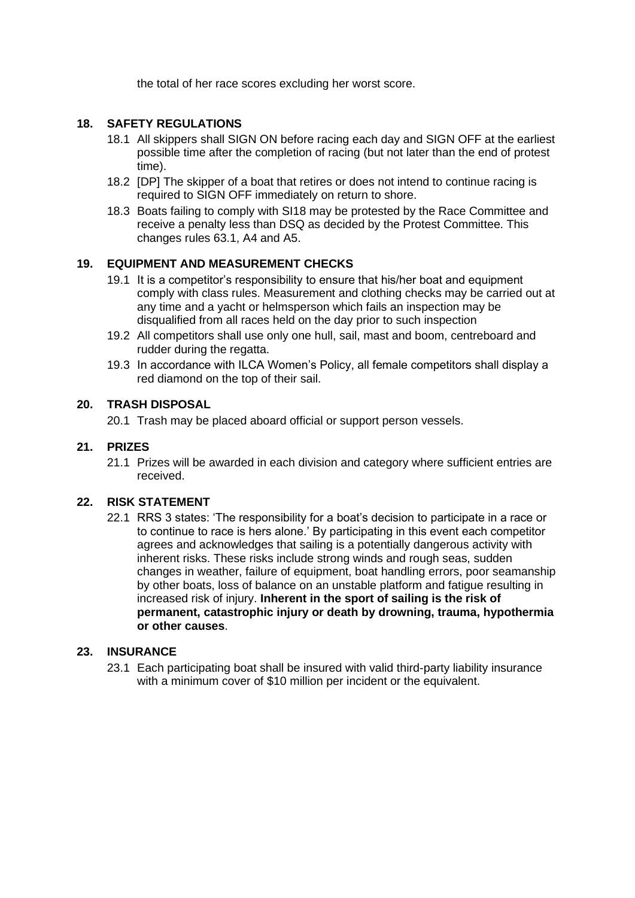the total of her race scores excluding her worst score.

## 18. SAFETY REGULATIONS

18.1 All skippers shall SIGN ON before racing each day and SIGN OFF at the earliest possible time after the completion of racing (but not later than the end of protest time).

18.2 [DP] The skipper of a boat that retires or does not intend to continue racing is required to SIGN OFF immediately on return to shore.

18.3 Boats failing to comply with SI18 may be protested by the Race Committee and receive a penalty less than DSQ as decided by the Protest Committee. This changes rules 63.1, A4 and A5.

## 19. EQUIPMENT AND MEASUREMENT CHECKS

19.1 It is a competitor's responsibility to ensure that his/her boat and equipment comply with class rules. Measurement and clothing checks may be carried out at any time and a yacht or helmsperson which fails an inspection may be disqualified from all races held on the day prior to such inspection

19.2 All competitors shall use only one hull, sail, mast and boom, centreboard and rudder during the regatta.

19.3 In accordance with ILCA Women's Policy, all female competitors shall display a red diamond on the top of their sail.

## 20. TRASH DISPOSAL

20.1 Trash may be placed aboard official or support person vessels.

## 21. PRIZES

21.1 Prizes will be awarded in each division and category where sufficient entries are received.

## 22. RISK STATEMENT

22.1 RRS 3 states: 'The responsibility for a boat's decision to participate in a race or to continue to race is hers alone.' By participating in this event each competitor agrees and acknowledges that sailing is a potentially dangerous activity with inherent risks. These risks include strong winds and rough seas, sudden changes in weather, failure of equipment, boat handling errors, poor seamanship by other boats, loss of balance on an unstable platform and fatigue resulting in increased risk of injury. **Inherent in the sport of sailing is the risk of permanent, catastrophic injury or death by drowning, trauma, hypothermia or other causes**.

## 23. INSURANCE

23.1 Each participating boat shall be insured with valid third-party liability insurance with a minimum cover of $10 million per incident or the equivalent.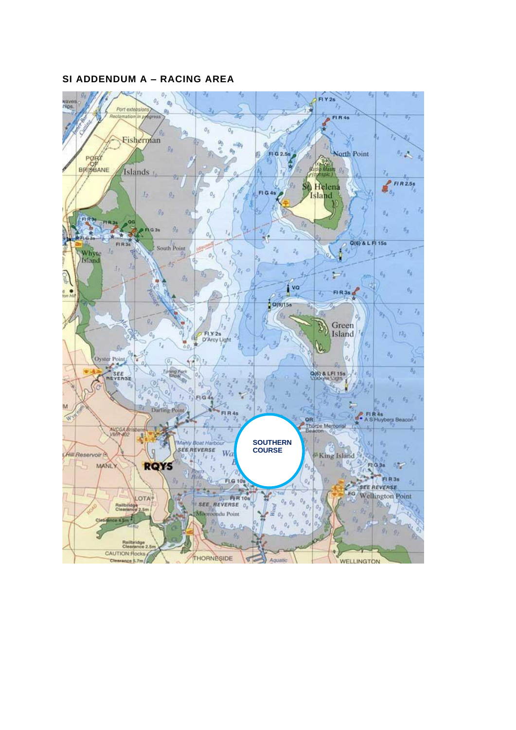## SI ADDENDUM A – RACING AREA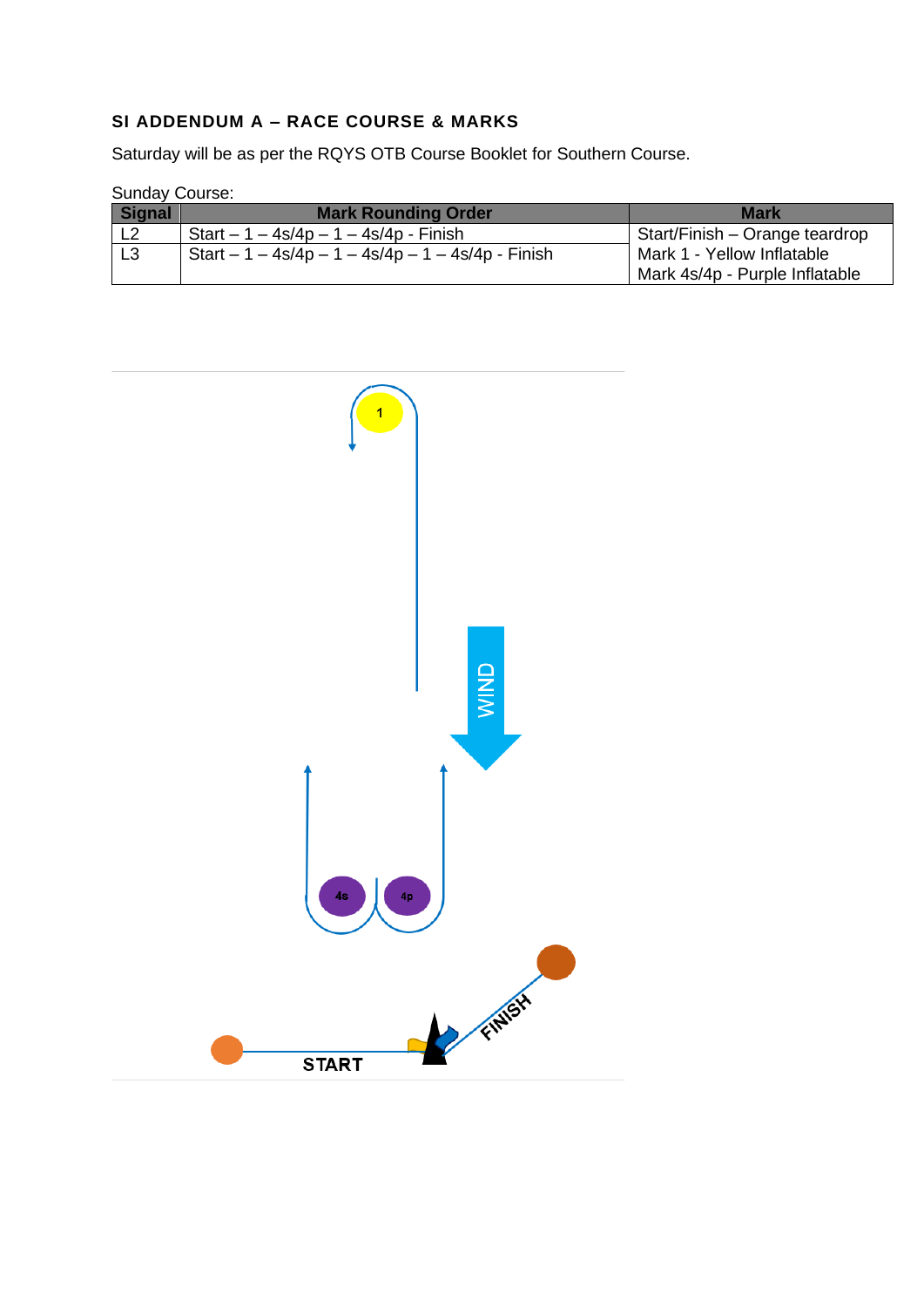**SI ADDENDUM A – RACE COURSE & MARKS**

Saturday will be as per the RQYS OTB Course Booklet for Southern Course.

Sunday Course:

| Signal | Mark Rounding Order | Mark |
|---|---|---|
| L2 | Start – 1 – 4s/4p – 1 – 4s/4p - Finish | Start/Finish – Orange teardrop |
| L3 | Start – 1 – 4s/4p – 1 – 4s/4p – 1 – 4s/4p - Finish | Mark 1 - Yellow Inflatable<br>Mark 4s/4p - Purple Inflatable |

1

WIND

4s

4p

FINISH

START